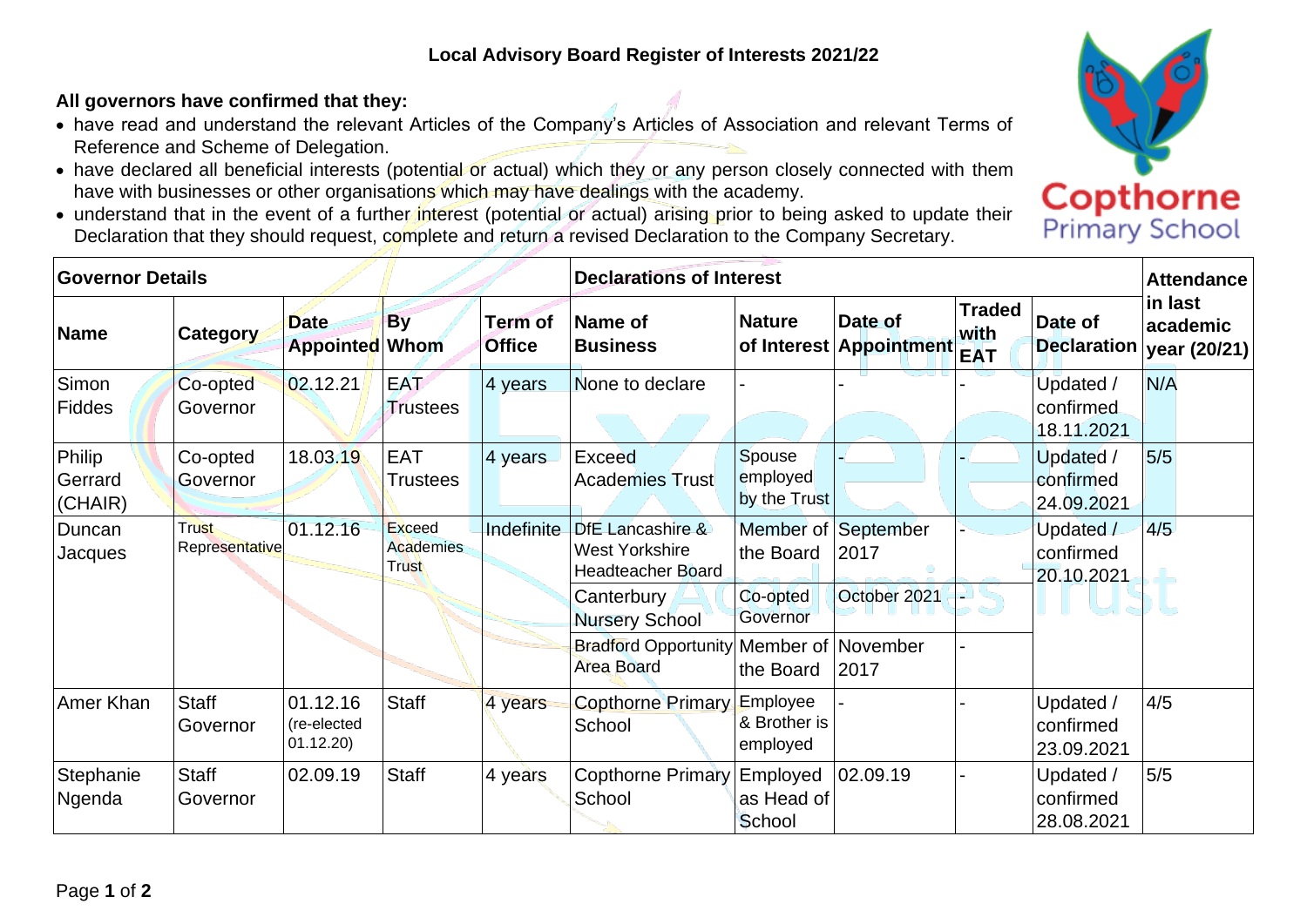# Local Advisory Board Register of Interests 2021/22

**All governors have confirmed that they:**

- have read and understand the relevant Articles of the Company's Articles of Association and relevant Terms of Reference and Scheme of Delegation.
- have declared all beneficial interests (potential or actual) which they or any person closely connected with them have with businesses or other organisations which may have dealings with the academy.
- understand that in the event of a further interest (potential or actual) arising prior to being asked to update their Declaration that they should request, complete and return a revised Declaration to the Company Secretary.

| Governor Details | | | | | Declarations of Interest | | | | | Attendance in last academic year (20/21) |
|---|---|---|---|---|---|---|---|---|---|---|
| **Name** | **Category** | **Date Appointed** | **By Whom** | **Term of Office** | **Name of Business** | **Nature of Interest** | **Date of Appointment** | **Traded with EAT** | **Date of Declaration** | |
| Simon Fiddes | Co-opted Governor | 02.12.21 | EAT Trustees | 4 years | None to declare | - | - | - | Updated / confirmed 18.11.2021 | N/A |
| Philip Gerrard (CHAIR) | Co-opted Governor | 18.03.19 | EAT Trustees | 4 years | Exceed Academies Trust | Spouse employed by the Trust | - | - | Updated / confirmed 24.09.2021 | 5/5 |
| Duncan Jacques | Trust Representative | 01.12.16 | Exceed Academies Trust | Indefinite | DfE Lancashire & West Yorkshire Headteacher Board | Member of the Board | September 2017 | - | Updated / confirmed 20.10.2021 | 4/5 |
| | | | | | Canterbury Nursery School | Co-opted Governor | October 2021 | - | | |
| | | | | | Bradford Opportunity Area Board | Member of the Board | November 2017 | - | | |
| Amer Khan | Staff Governor | 01.12.16 (re-elected 01.12.20) | Staff | 4 years | Copthorne Primary School | Employee & Brother is employed | - | - | Updated / confirmed 23.09.2021 | 4/5 |
| Stephanie Ngenda | Staff Governor | 02.09.19 | Staff | 4 years | Copthorne Primary School | Employed as Head of School | 02.09.19 | - | Updated / confirmed 28.08.2021 | 5/5 |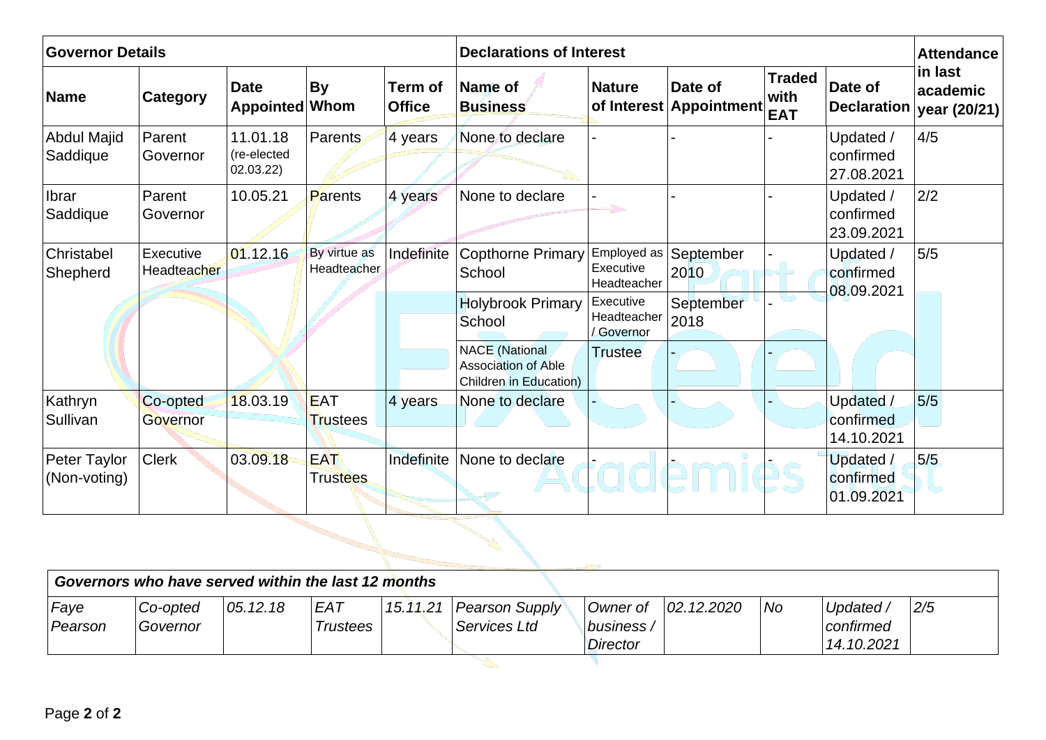| Governor Details | | | | | Declarations of Interest | | | | | Attendance in last academic year (20/21) |
|---|---|---|---|---|---|---|---|---|---|---|
| **Name** | **Category** | **Date Appointed** | **By Whom** | **Term of Office** | **Name of Business** | **Nature of Interest** | **Date of Appointment** | **Traded with EAT** | **Date of Declaration** | |
| Abdul Majid Saddique | Parent Governor | 11.01.18 (re-elected 02.03.22) | Parents | 4 years | None to declare | - | - | - | Updated / confirmed 27.08.2021 | 4/5 |
| Ibrar Saddique | Parent Governor | 10.05.21 | Parents | 4 years | None to declare | - | - | - | Updated / confirmed 23.09.2021 | 2/2 |
| Christabel Shepherd | Executive Headteacher | 01.12.16 | By virtue as Headteacher | Indefinite | Copthorne Primary School | Employed as Executive Headteacher | September 2010 | - | Updated / confirmed 08.09.2021 | 5/5 |
| | | | | | Holybrook Primary School | Executive Headteacher / Governor | September 2018 | - | | |
| | | | | | NACE (National Association of Able Children in Education) | Trustee | - | - | | |
| Kathryn Sullivan | Co-opted Governor | 18.03.19 | EAT Trustees | 4 years | None to declare | - | - | - | Updated / confirmed 14.10.2021 | 5/5 |
| Peter Taylor (Non-voting) | Clerk | 03.09.18 | EAT Trustees | Indefinite | None to declare | - | - | - | Updated / confirmed 01.09.2021 | 5/5 |

| ***Governors who have served within the last 12 months*** | | | | | | | | | | |
|---|---|---|---|---|---|---|---|---|---|---|
| *Faye Pearson* | *Co-opted Governor* | *05.12.18* | *EAT Trustees* | *15.11.21* | *Pearson Supply Services Ltd* | *Owner of business / Director* | *02.12.2020* | *No* | *Updated / confirmed 14.10.2021* | *2/5* |